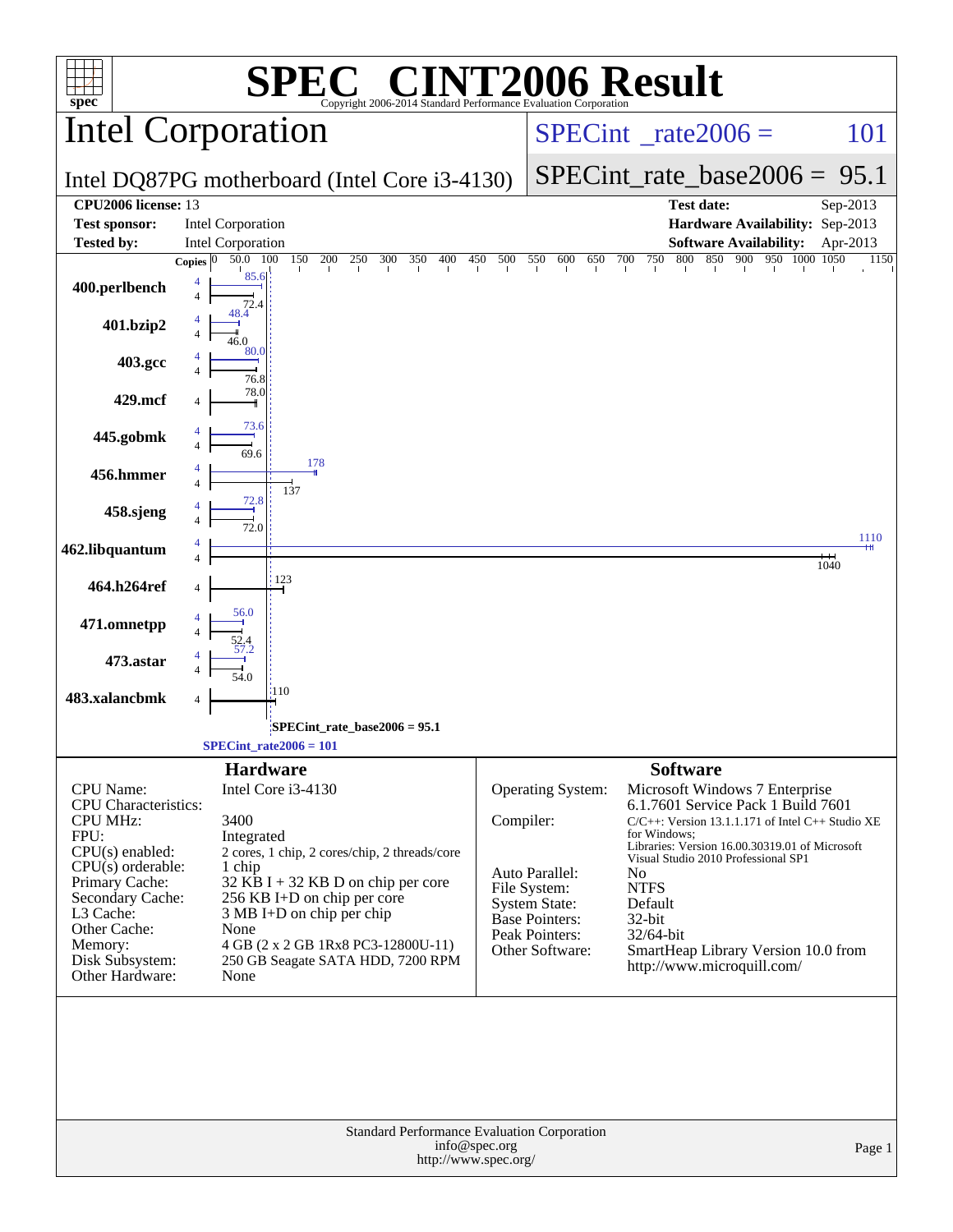# SPEC® CINT2006 Result

Copyright 2006-2014 Standard Performance Evaluation Corporation

## Intel Corporation

Intel DQ87PG motherboard (Intel Core i3-4130)

SPECint_rate2006 = 101

SPECint_rate_base2006 = 95.1

| | | | |
|---|---|---|---|
| **CPU2006 license:** 13 | | **Test date:** | Sep-2013 |
| **Test sponsor:** | Intel Corporation | **Hardware Availability:** | Sep-2013 |
| **Tested by:** | Intel Corporation | **Software Availability:** | Apr-2013 |

| Benchmark | Copies | Peak | Base |
|---|---|---|---|
| 400.perlbench | 4 | 85.6 | 72.4 |
| 401.bzip2 | 4 | 48.4 | 46.0 |
| 403.gcc | 4 | 80.0 | 76.8 |
| 429.mcf | 4 | | 78.0 |
| 445.gobmk | 4 | 73.6 | 69.6 |
| 456.hmmer | 4 | 178 | 137 |
| 458.sjeng | 4 | 72.8 | 72.0 |
| 462.libquantum | 4 | 1110 | 1040 |
| 464.h264ref | 4 | | 123 |
| 471.omnetpp | 4 | 56.0 | 52.4 |
| 473.astar | 4 | 57.2 | 54.0 |
| 483.xalancbmk | 4 | | 110 |

SPECint_rate_base2006 = 95.1

SPECint_rate2006 = 101

## Hardware

| | |
|---|---|
| CPU Name: | Intel Core i3-4130 |
| CPU Characteristics: | |
| CPU MHz: | 3400 |
| FPU: | Integrated |
| CPU(s) enabled: | 2 cores, 1 chip, 2 cores/chip, 2 threads/core |
| CPU(s) orderable: | 1 chip |
| Primary Cache: | 32 KB I + 32 KB D on chip per core |
| Secondary Cache: | 256 KB I+D on chip per core |
| L3 Cache: | 3 MB I+D on chip per chip |
| Other Cache: | None |
| Memory: | 4 GB (2 x 2 GB 1Rx8 PC3-12800U-11) |
| Disk Subsystem: | 250 GB Seagate SATA HDD, 7200 RPM |
| Other Hardware: | None |

## Software

| | |
|---|---|
| Operating System: | Microsoft Windows 7 Enterprise 6.1.7601 Service Pack 1 Build 7601 |
| Compiler: | C/C++: Version 13.1.1.171 of Intel C++ Studio XE for Windows; Libraries: Version 16.00.30319.01 of Microsoft Visual Studio 2010 Professional SP1 |
| Auto Parallel: | No |
| File System: | NTFS |
| System State: | Default |
| Base Pointers: | 32-bit |
| Peak Pointers: | 32/64-bit |
| Other Software: | SmartHeap Library Version 10.0 from http://www.microquill.com/ |

Standard Performance Evaluation Corporation
info@spec.org
http://www.spec.org/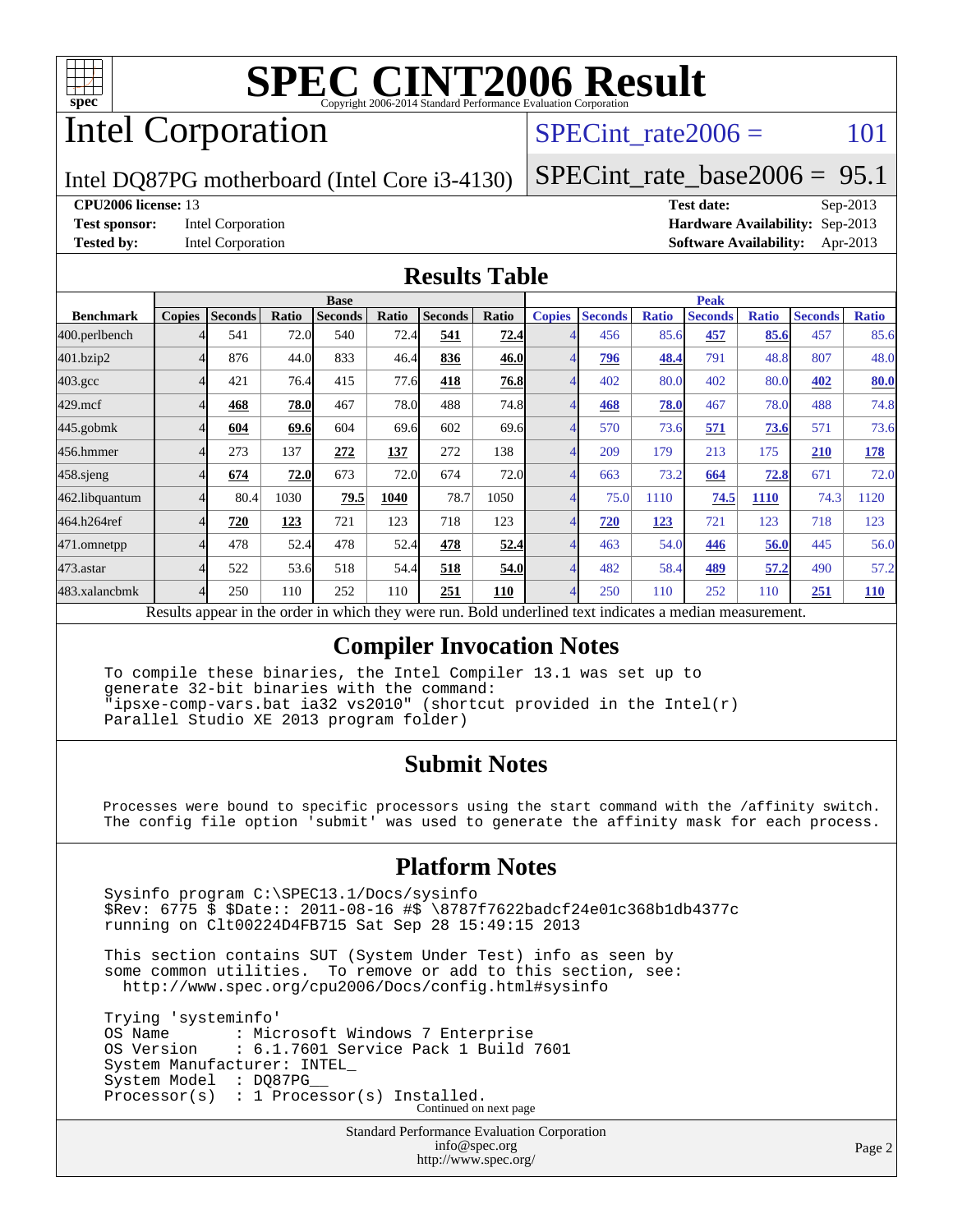# SPEC CINT2006 Result

Copyright 2006-2014 Standard Performance Evaluation Corporation

# Intel Corporation

Intel DQ87PG motherboard (Intel Core i3-4130)

SPECint_rate2006 = 101

SPECint_rate_base2006 = 95.1

**CPU2006 license:** 13
**Test sponsor:** Intel Corporation
**Tested by:** Intel Corporation

**Test date:** Sep-2013
**Hardware Availability:** Sep-2013
**Software Availability:** Apr-2013

## Results Table

| Benchmark | Base | | | | | | | Peak | | | | | | |
|---|---|---|---|---|---|---|---|---|---|---|---|---|---|---|
| | Copies | Seconds | Ratio | Seconds | Ratio | Seconds | Ratio | Copies | Seconds | Ratio | Seconds | Ratio | Seconds | Ratio |
| 400.perlbench | 4 | 541 | 72.0 | 540 | 72.4 | **541** | **72.4** | 4 | 456 | 85.6 | **457** | **85.6** | 457 | 85.6 |
| 401.bzip2 | 4 | 876 | 44.0 | 833 | 46.4 | **836** | **46.0** | 4 | **796** | **48.4** | 791 | 48.8 | 807 | 48.0 |
| 403.gcc | 4 | 421 | 76.4 | 415 | 77.6 | **418** | **76.8** | 4 | 402 | 80.0 | 402 | 80.0 | **402** | **80.0** |
| 429.mcf | 4 | **468** | **78.0** | 467 | 78.0 | 488 | 74.8 | 4 | **468** | **78.0** | 467 | 78.0 | 488 | 74.8 |
| 445.gobmk | 4 | **604** | **69.6** | 604 | 69.6 | 602 | 69.6 | 4 | 570 | 73.6 | **571** | **73.6** | 571 | 73.6 |
| 456.hmmer | 4 | 273 | 137 | **272** | **137** | 272 | 138 | 4 | 209 | 179 | 213 | 175 | **210** | **178** |
| 458.sjeng | 4 | **674** | **72.0** | 673 | 72.0 | 674 | 72.0 | 4 | 663 | 73.2 | **664** | **72.8** | 671 | 72.0 |
| 462.libquantum | 4 | 80.4 | 1030 | **79.5** | **1040** | 78.7 | 1050 | 4 | 75.0 | 1110 | **74.5** | **1110** | 74.3 | 1120 |
| 464.h264ref | 4 | **720** | **123** | 721 | 123 | 718 | 123 | 4 | **720** | **123** | 721 | 123 | 718 | 123 |
| 471.omnetpp | 4 | 478 | 52.4 | 478 | 52.4 | **478** | **52.4** | 4 | 463 | 54.0 | **446** | **56.0** | 445 | 56.0 |
| 473.astar | 4 | 522 | 53.6 | 518 | 54.4 | **518** | **54.0** | 4 | 482 | 58.4 | **489** | **57.2** | 490 | 57.2 |
| 483.xalancbmk | 4 | 250 | 110 | 252 | 110 | **251** | **110** | 4 | 250 | 110 | 252 | 110 | **251** | **110** |

Results appear in the order in which they were run. Bold underlined text indicates a median measurement.

## Compiler Invocation Notes

```
To compile these binaries, the Intel Compiler 13.1 was set up to
generate 32-bit binaries with the command:
"ipsxe-comp-vars.bat ia32 vs2010" (shortcut provided in the Intel(r)
Parallel Studio XE 2013 program folder)
```

## Submit Notes

```
Processes were bound to specific processors using the start command with the /affinity switch.
The config file option 'submit' was used to generate the affinity mask for each process.
```

## Platform Notes

```
Sysinfo program C:\SPEC13.1/Docs/sysinfo
$Rev: 6775 $ $Date:: 2011-08-16 #$ \8787f7622badcf24e01c368b1db4377c
running on Clt00224D4FB715 Sat Sep 28 15:49:15 2013

This section contains SUT (System Under Test) info as seen by
some common utilities.  To remove or add to this section, see:
  http://www.spec.org/cpu2006/Docs/config.html#sysinfo

Trying 'systeminfo'
OS Name        : Microsoft Windows 7 Enterprise
OS Version     : 6.1.7601 Service Pack 1 Build 7601
System Manufacturer: INTEL_
System Model   : DQ87PG__
Processor(s)   : 1 Processor(s) Installed.
```

Continued on next page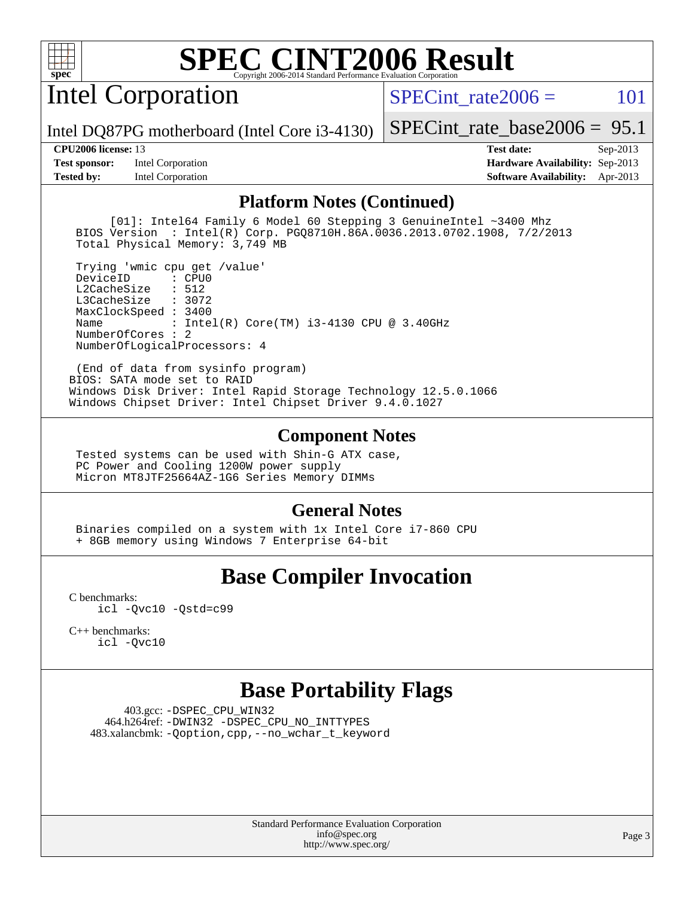# SPEC CINT2006 Result

Copyright 2006-2014 Standard Performance Evaluation Corporation

## Intel Corporation

Intel DQ87PG motherboard (Intel Core i3-4130)

SPECint_rate2006 = 101

SPECint_rate_base2006 = 95.1

| | | | |
|---|---|---|---|
| **CPU2006 license:** | 13 | **Test date:** | Sep-2013 |
| **Test sponsor:** | Intel Corporation | **Hardware Availability:** | Sep-2013 |
| **Tested by:** | Intel Corporation | **Software Availability:** | Apr-2013 |

### Platform Notes (Continued)

```
      [01]: Intel64 Family 6 Model 60 Stepping 3 GenuineIntel ~3400 Mhz
  BIOS Version  : Intel(R) Corp. PGQ8710H.86A.0036.2013.0702.1908, 7/2/2013
  Total Physical Memory: 3,749 MB

  Trying 'wmic cpu get /value'
  DeviceID      : CPU0
  L2CacheSize   : 512
  L3CacheSize   : 3072
  MaxClockSpeed : 3400
  Name          : Intel(R) Core(TM) i3-4130 CPU @ 3.40GHz
  NumberOfCores : 2
  NumberOfLogicalProcessors: 4

  (End of data from sysinfo program)
 BIOS: SATA mode set to RAID
 Windows Disk Driver: Intel Rapid Storage Technology 12.5.0.1066
 Windows Chipset Driver: Intel Chipset Driver 9.4.0.1027
```

### Component Notes

```
 Tested systems can be used with Shin-G ATX case,
 PC Power and Cooling 1200W power supply
 Micron MT8JTF25664AZ-1G6 Series Memory DIMMs
```

### General Notes

```
 Binaries compiled on a system with 1x Intel Core i7-860 CPU
 + 8GB memory using Windows 7 Enterprise 64-bit
```

## Base Compiler Invocation

C benchmarks:

```
icl -Qvc10 -Qstd=c99
```

C++ benchmarks:

```
icl -Qvc10
```

## Base Portability Flags

403.gcc: -DSPEC_CPU_WIN32
464.h264ref: -DWIN32 -DSPEC_CPU_NO_INTTYPES
483.xalancbmk: -Qoption,cpp,--no_wchar_t_keyword

Standard Performance Evaluation Corporation
info@spec.org
http://www.spec.org/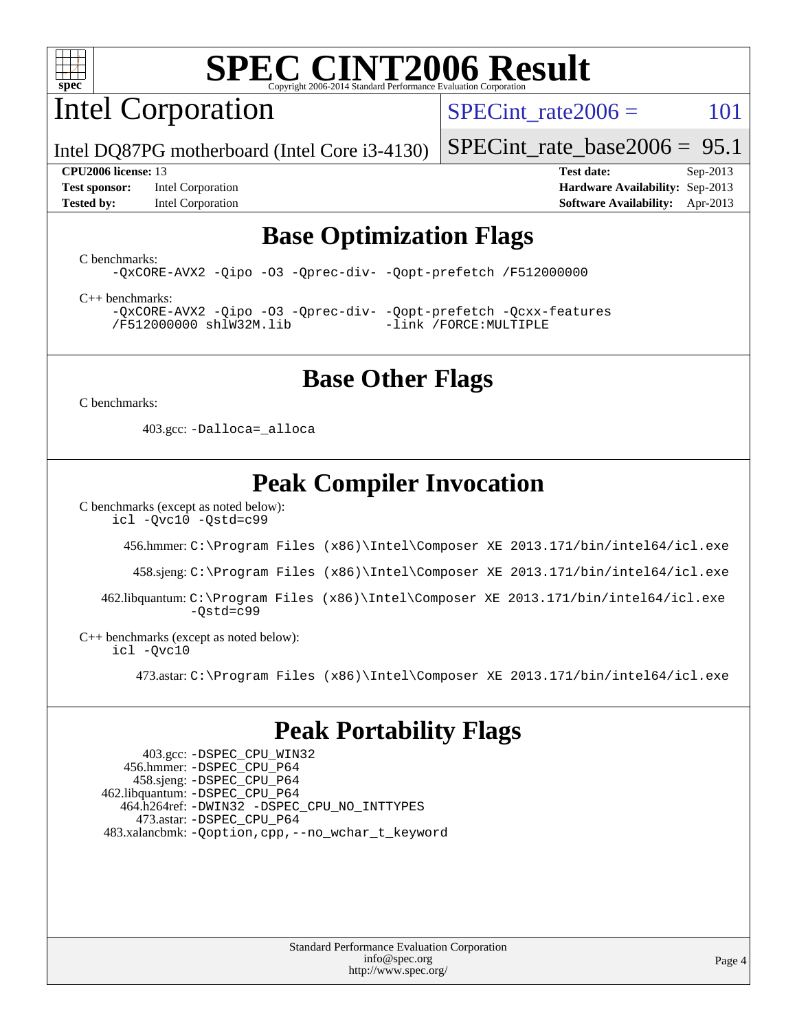# SPEC CINT2006 Result

Copyright 2006-2014 Standard Performance Evaluation Corporation

## Intel Corporation

Intel DQ87PG motherboard (Intel Core i3-4130)

SPECint_rate2006 = 101

SPECint_rate_base2006 = 95.1

| | | | |
|---|---|---|---|
| **CPU2006 license:** 13 | | **Test date:** | Sep-2013 |
| **Test sponsor:** | Intel Corporation | **Hardware Availability:** | Sep-2013 |
| **Tested by:** | Intel Corporation | **Software Availability:** | Apr-2013 |

## Base Optimization Flags

C benchmarks:

```
-QxCORE-AVX2 -Qipo -O3 -Qprec-div- -Qopt-prefetch /F512000000
```

C++ benchmarks:

```
-QxCORE-AVX2 -Qipo -O3 -Qprec-div- -Qopt-prefetch -Qcxx-features
/F512000000 shlW32M.lib            -link /FORCE:MULTIPLE
```

## Base Other Flags

C benchmarks:

403.gcc: `-Dalloca=_alloca`

## Peak Compiler Invocation

C benchmarks (except as noted below):

```
icl -Qvc10 -Qstd=c99
```

456.hmmer: `C:\Program Files (x86)\Intel\Composer XE 2013.171/bin/intel64/icl.exe`

458.sjeng: `C:\Program Files (x86)\Intel\Composer XE 2013.171/bin/intel64/icl.exe`

462.libquantum: `C:\Program Files (x86)\Intel\Composer XE 2013.171/bin/intel64/icl.exe -Qstd=c99`

C++ benchmarks (except as noted below):

```
icl -Qvc10
```

473.astar: `C:\Program Files (x86)\Intel\Composer XE 2013.171/bin/intel64/icl.exe`

## Peak Portability Flags

403.gcc: `-DSPEC_CPU_WIN32`
456.hmmer: `-DSPEC_CPU_P64`
458.sjeng: `-DSPEC_CPU_P64`
462.libquantum: `-DSPEC_CPU_P64`
464.h264ref: `-DWIN32 -DSPEC_CPU_NO_INTTYPES`
473.astar: `-DSPEC_CPU_P64`
483.xalancbmk: `-Qoption,cpp,--no_wchar_t_keyword`

Standard Performance Evaluation Corporation
info@spec.org
http://www.spec.org/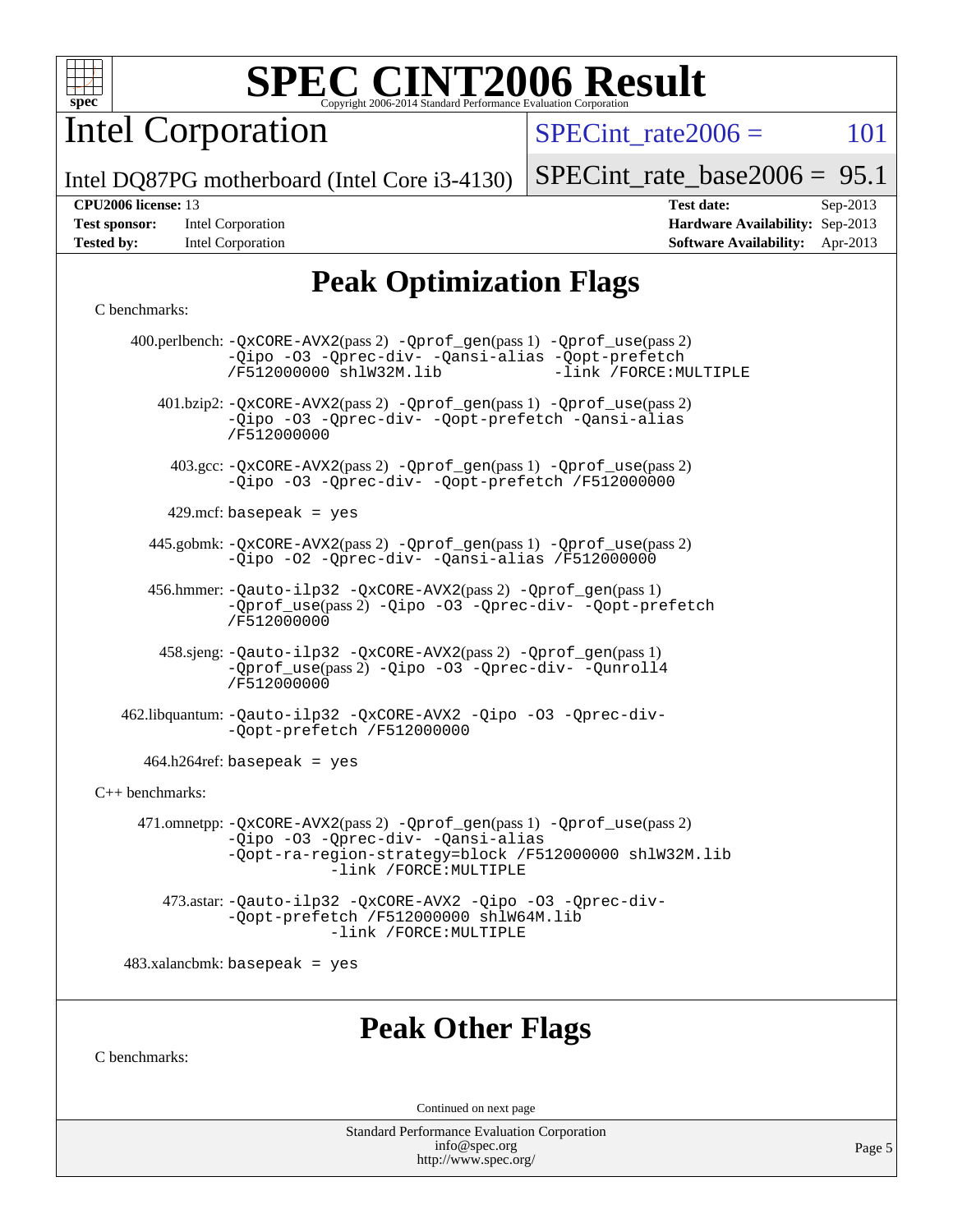# SPEC CINT2006 Result

Intel Corporation

Intel DQ87PG motherboard (Intel Core i3-4130)

SPECint_rate2006 = 101

SPECint_rate_base2006 = 95.1

**CPU2006 license:** 13
**Test sponsor:** Intel Corporation
**Tested by:** Intel Corporation

**Test date:** Sep-2013
**Hardware Availability:** Sep-2013
**Software Availability:** Apr-2013

## Peak Optimization Flags

C benchmarks:

400.perlbench: -QxCORE-AVX2(pass 2) -Qprof_gen(pass 1) -Qprof_use(pass 2) -Qipo -O3 -Qprec-div- -Qansi-alias -Qopt-prefetch /F512000000 shlW32M.lib -link /FORCE:MULTIPLE

401.bzip2: -QxCORE-AVX2(pass 2) -Qprof_gen(pass 1) -Qprof_use(pass 2) -Qipo -O3 -Qprec-div- -Qopt-prefetch -Qansi-alias /F512000000

403.gcc: -QxCORE-AVX2(pass 2) -Qprof_gen(pass 1) -Qprof_use(pass 2) -Qipo -O3 -Qprec-div- -Qopt-prefetch /F512000000

429.mcf: basepeak = yes

445.gobmk: -QxCORE-AVX2(pass 2) -Qprof_gen(pass 1) -Qprof_use(pass 2) -Qipo -O2 -Qprec-div- -Qansi-alias /F512000000

456.hmmer: -Qauto-ilp32 -QxCORE-AVX2(pass 2) -Qprof_gen(pass 1) -Qprof_use(pass 2) -Qipo -O3 -Qprec-div- -Qopt-prefetch /F512000000

458.sjeng: -Qauto-ilp32 -QxCORE-AVX2(pass 2) -Qprof_gen(pass 1) -Qprof_use(pass 2) -Qipo -O3 -Qprec-div- -Qunroll4 /F512000000

462.libquantum: -Qauto-ilp32 -QxCORE-AVX2 -Qipo -O3 -Qprec-div- -Qopt-prefetch /F512000000

464.h264ref: basepeak = yes

C++ benchmarks:

471.omnetpp: -QxCORE-AVX2(pass 2) -Qprof_gen(pass 1) -Qprof_use(pass 2) -Qipo -O3 -Qprec-div- -Qansi-alias -Qopt-ra-region-strategy=block /F512000000 shlW32M.lib -link /FORCE:MULTIPLE

473.astar: -Qauto-ilp32 -QxCORE-AVX2 -Qipo -O3 -Qprec-div- -Qopt-prefetch /F512000000 shlW64M.lib -link /FORCE:MULTIPLE

483.xalancbmk: basepeak = yes

## Peak Other Flags

C benchmarks:

Continued on next page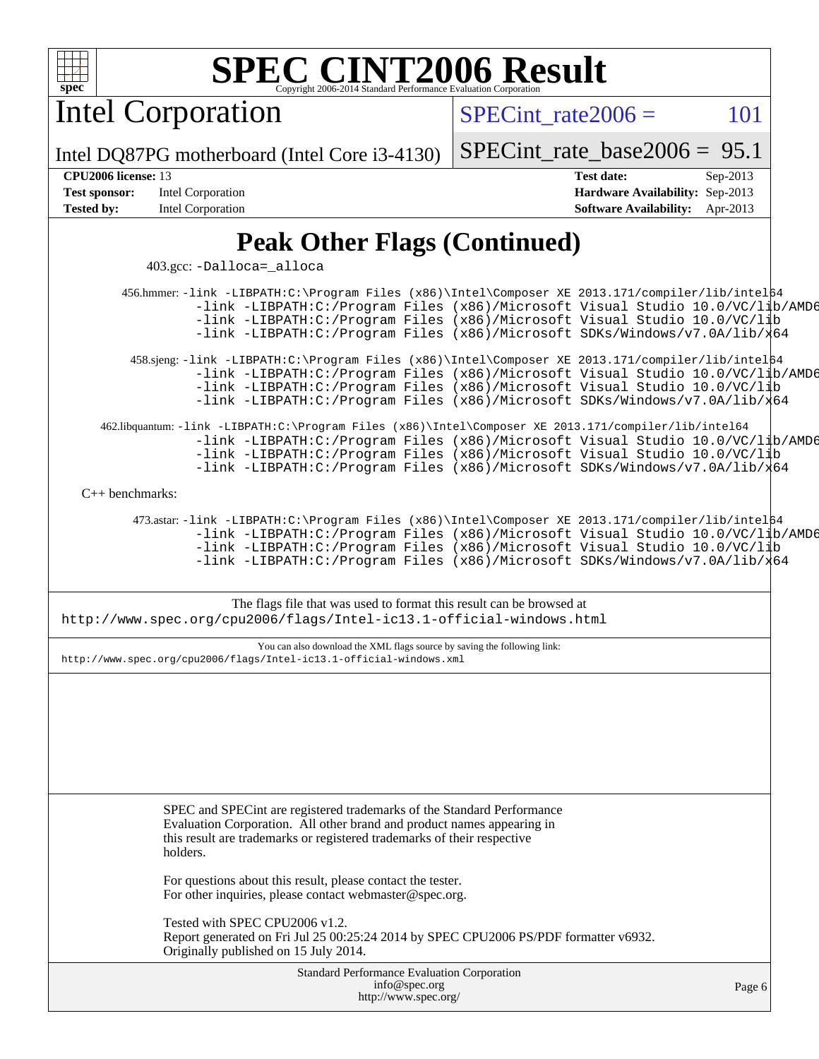# Peak Other Flags (Continued)

403.gcc: -Dalloca=_alloca

456.hmmer: -link -LIBPATH:C:\Program Files (x86)\Intel\Composer XE 2013.171/compiler/lib/intel64
-link -LIBPATH:C:/Program Files (x86)/Microsoft Visual Studio 10.0/VC/lib/AMD64
-link -LIBPATH:C:/Program Files (x86)/Microsoft Visual Studio 10.0/VC/lib
-link -LIBPATH:C:/Program Files (x86)/Microsoft SDKs/Windows/v7.0A/lib/x64

458.sjeng: -link -LIBPATH:C:\Program Files (x86)\Intel\Composer XE 2013.171/compiler/lib/intel64
-link -LIBPATH:C:/Program Files (x86)/Microsoft Visual Studio 10.0/VC/lib/AMD64
-link -LIBPATH:C:/Program Files (x86)/Microsoft Visual Studio 10.0/VC/lib
-link -LIBPATH:C:/Program Files (x86)/Microsoft SDKs/Windows/v7.0A/lib/x64

462.libquantum: -link -LIBPATH:C:\Program Files (x86)\Intel\Composer XE 2013.171/compiler/lib/intel64
-link -LIBPATH:C:/Program Files (x86)/Microsoft Visual Studio 10.0/VC/lib/AMD64
-link -LIBPATH:C:/Program Files (x86)/Microsoft Visual Studio 10.0/VC/lib
-link -LIBPATH:C:/Program Files (x86)/Microsoft SDKs/Windows/v7.0A/lib/x64

C++ benchmarks:

473.astar: -link -LIBPATH:C:\Program Files (x86)\Intel\Composer XE 2013.171/compiler/lib/intel64
-link -LIBPATH:C:/Program Files (x86)/Microsoft Visual Studio 10.0/VC/lib/AMD64
-link -LIBPATH:C:/Program Files (x86)/Microsoft Visual Studio 10.0/VC/lib
-link -LIBPATH:C:/Program Files (x86)/Microsoft SDKs/Windows/v7.0A/lib/x64

The flags file that was used to format this result can be browsed at
http://www.spec.org/cpu2006/flags/Intel-ic13.1-official-windows.html

You can also download the XML flags source by saving the following link:
http://www.spec.org/cpu2006/flags/Intel-ic13.1-official-windows.xml

SPEC and SPECint are registered trademarks of the Standard Performance Evaluation Corporation. All other brand and product names appearing in this result are trademarks or registered trademarks of their respective holders.

For questions about this result, please contact the tester.
For other inquiries, please contact webmaster@spec.org.

Tested with SPEC CPU2006 v1.2.
Report generated on Fri Jul 25 00:25:24 2014 by SPEC CPU2006 PS/PDF formatter v6932.
Originally published on 15 July 2014.